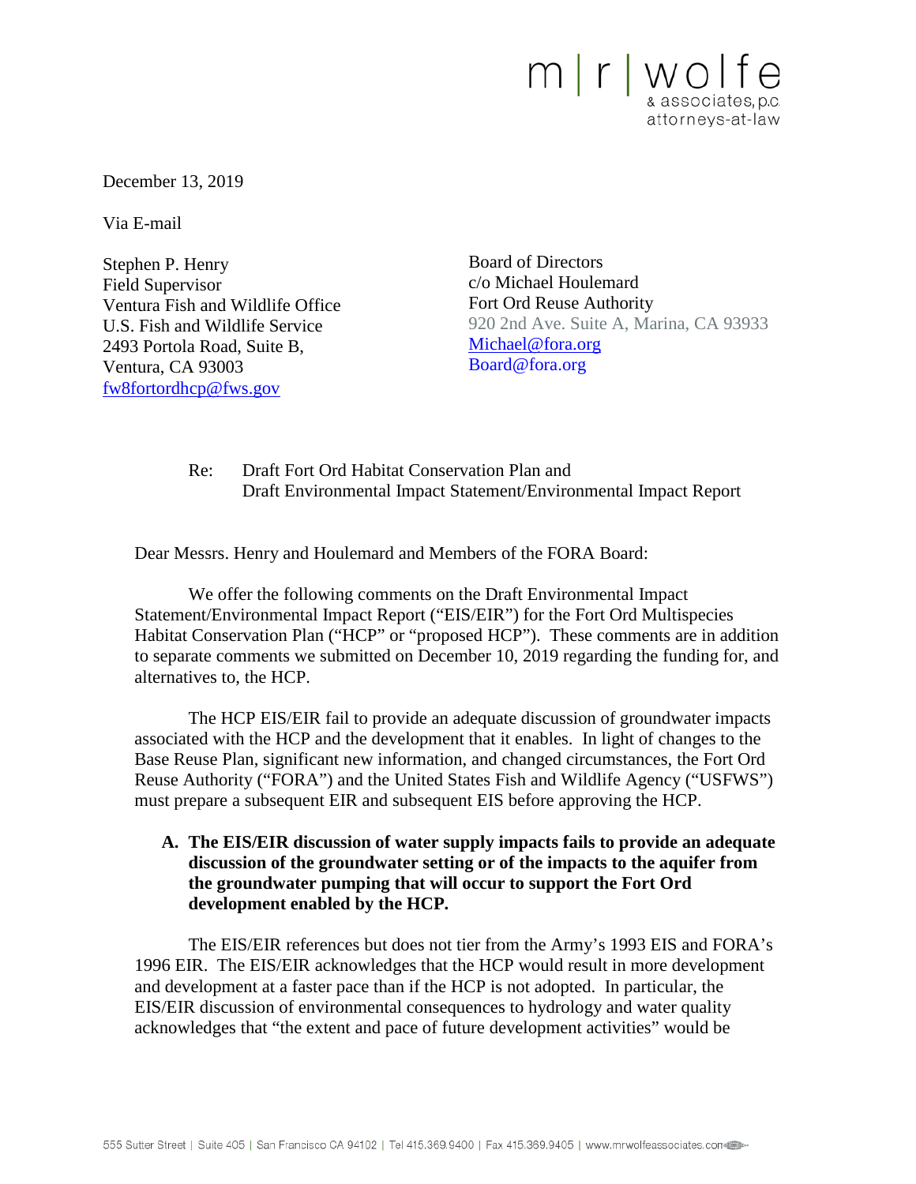m | r | wolfe & associates, p.c. attorneys-at-law

December 13, 2019

Via E-mail

Stephen P. Henry
Field Supervisor
Ventura Fish and Wildlife Office
U.S. Fish and Wildlife Service
2493 Portola Road, Suite B,
Ventura, CA 93003
fw8fortordhcp@fws.gov

Board of Directors
c/o Michael Houlemard
Fort Ord Reuse Authority
920 2nd Ave. Suite A, Marina, CA 93933
Michael@fora.org
Board@fora.org

Re: Draft Fort Ord Habitat Conservation Plan and
Draft Environmental Impact Statement/Environmental Impact Report

Dear Messrs. Henry and Houlemard and Members of the FORA Board:

We offer the following comments on the Draft Environmental Impact Statement/Environmental Impact Report ("EIS/EIR") for the Fort Ord Multispecies Habitat Conservation Plan ("HCP" or "proposed HCP"). These comments are in addition to separate comments we submitted on December 10, 2019 regarding the funding for, and alternatives to, the HCP.

The HCP EIS/EIR fail to provide an adequate discussion of groundwater impacts associated with the HCP and the development that it enables. In light of changes to the Base Reuse Plan, significant new information, and changed circumstances, the Fort Ord Reuse Authority ("FORA") and the United States Fish and Wildlife Agency ("USFWS") must prepare a subsequent EIR and subsequent EIS before approving the HCP.

**A. The EIS/EIR discussion of water supply impacts fails to provide an adequate discussion of the groundwater setting or of the impacts to the aquifer from the groundwater pumping that will occur to support the Fort Ord development enabled by the HCP.**

The EIS/EIR references but does not tier from the Army's 1993 EIS and FORA's 1996 EIR. The EIS/EIR acknowledges that the HCP would result in more development and development at a faster pace than if the HCP is not adopted. In particular, the EIS/EIR discussion of environmental consequences to hydrology and water quality acknowledges that "the extent and pace of future development activities" would be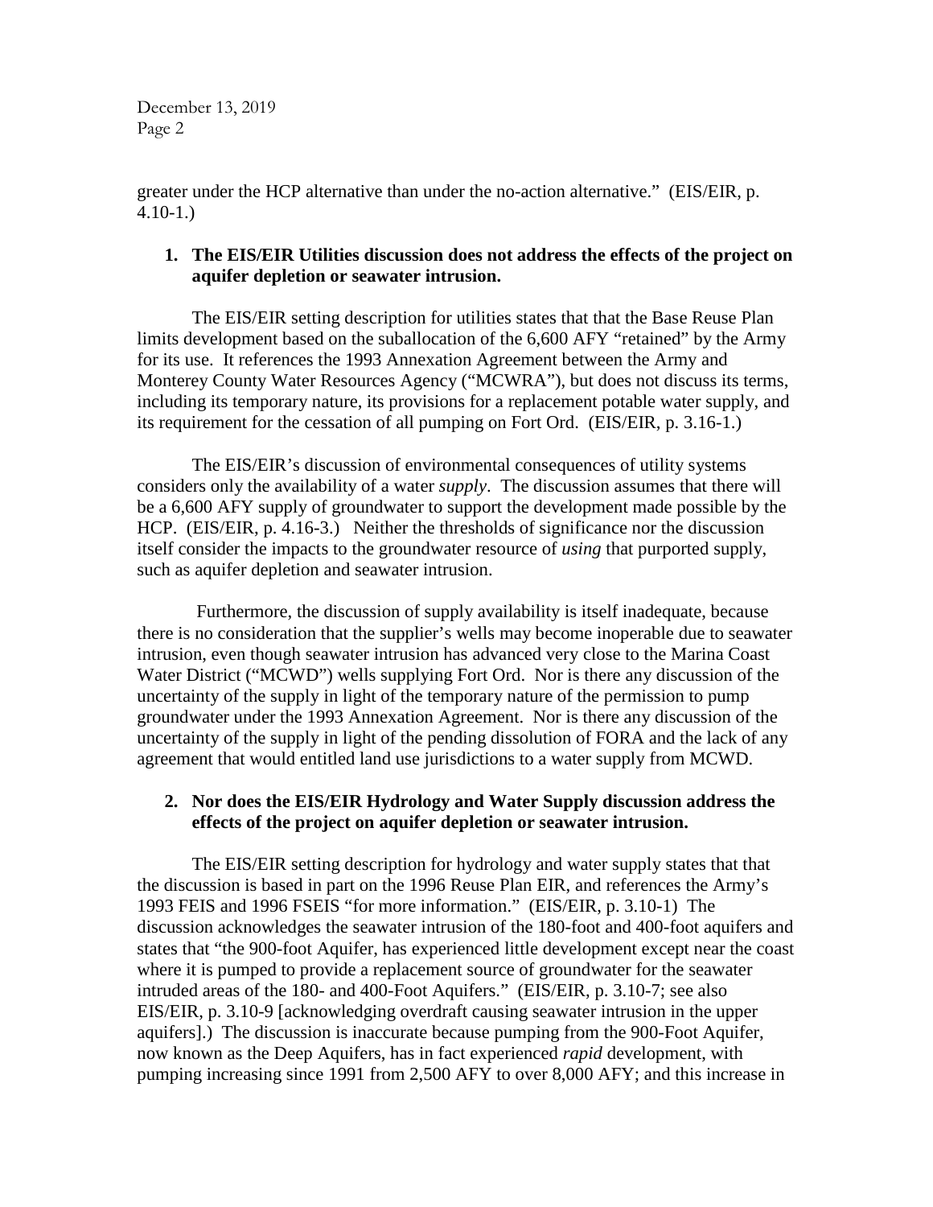greater under the HCP alternative than under the no-action alternative." (EIS/EIR, p. 4.10-1.)

**1. The EIS/EIR Utilities discussion does not address the effects of the project on aquifer depletion or seawater intrusion.**

The EIS/EIR setting description for utilities states that that the Base Reuse Plan limits development based on the suballocation of the 6,600 AFY "retained" by the Army for its use. It references the 1993 Annexation Agreement between the Army and Monterey County Water Resources Agency ("MCWRA"), but does not discuss its terms, including its temporary nature, its provisions for a replacement potable water supply, and its requirement for the cessation of all pumping on Fort Ord. (EIS/EIR, p. 3.16-1.)

The EIS/EIR's discussion of environmental consequences of utility systems considers only the availability of a water *supply*. The discussion assumes that there will be a 6,600 AFY supply of groundwater to support the development made possible by the HCP. (EIS/EIR, p. 4.16-3.) Neither the thresholds of significance nor the discussion itself consider the impacts to the groundwater resource of *using* that purported supply, such as aquifer depletion and seawater intrusion.

Furthermore, the discussion of supply availability is itself inadequate, because there is no consideration that the supplier's wells may become inoperable due to seawater intrusion, even though seawater intrusion has advanced very close to the Marina Coast Water District ("MCWD") wells supplying Fort Ord. Nor is there any discussion of the uncertainty of the supply in light of the temporary nature of the permission to pump groundwater under the 1993 Annexation Agreement. Nor is there any discussion of the uncertainty of the supply in light of the pending dissolution of FORA and the lack of any agreement that would entitled land use jurisdictions to a water supply from MCWD.

**2. Nor does the EIS/EIR Hydrology and Water Supply discussion address the effects of the project on aquifer depletion or seawater intrusion.**

The EIS/EIR setting description for hydrology and water supply states that that the discussion is based in part on the 1996 Reuse Plan EIR, and references the Army's 1993 FEIS and 1996 FSEIS "for more information." (EIS/EIR, p. 3.10-1) The discussion acknowledges the seawater intrusion of the 180-foot and 400-foot aquifers and states that "the 900-foot Aquifer, has experienced little development except near the coast where it is pumped to provide a replacement source of groundwater for the seawater intruded areas of the 180- and 400-Foot Aquifers." (EIS/EIR, p. 3.10-7; see also EIS/EIR, p. 3.10-9 [acknowledging overdraft causing seawater intrusion in the upper aquifers].) The discussion is inaccurate because pumping from the 900-Foot Aquifer, now known as the Deep Aquifers, has in fact experienced *rapid* development, with pumping increasing since 1991 from 2,500 AFY to over 8,000 AFY; and this increase in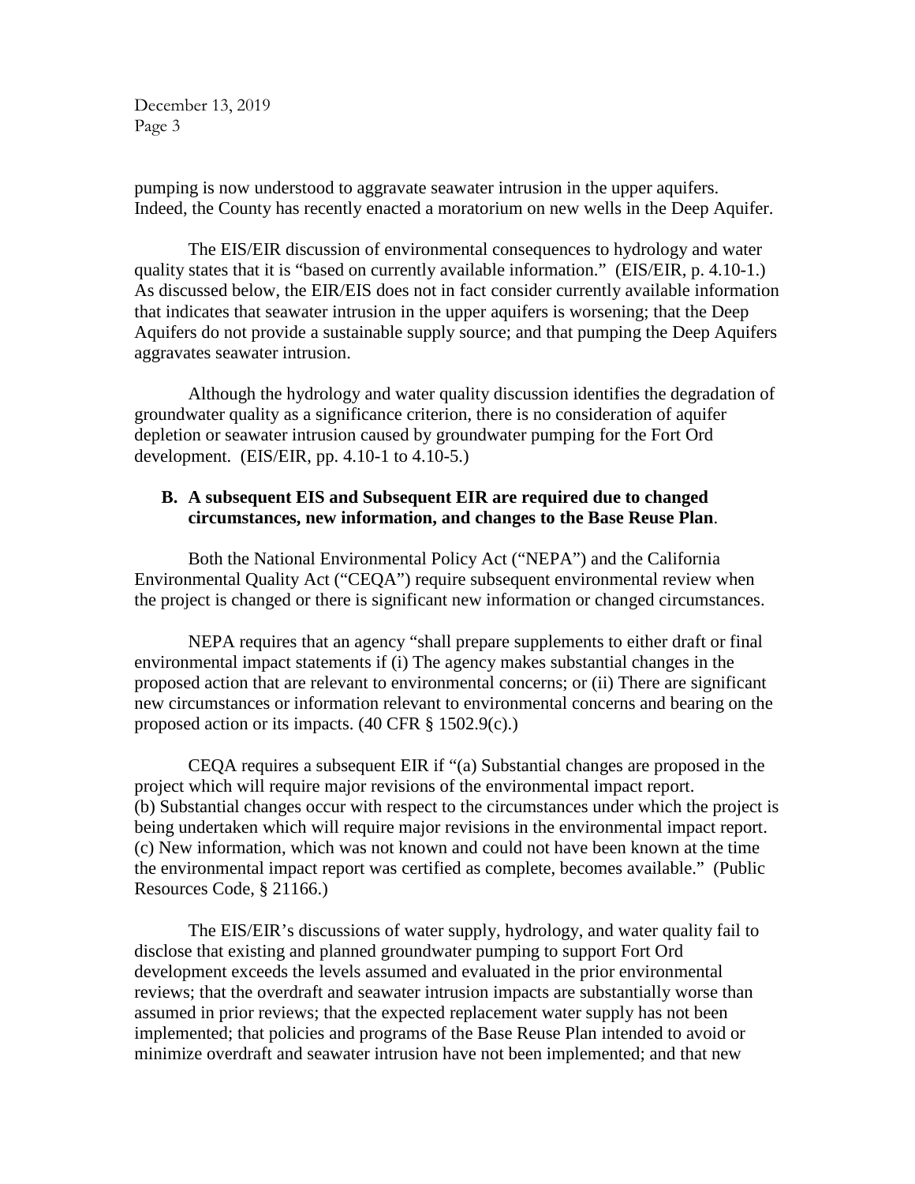pumping is now understood to aggravate seawater intrusion in the upper aquifers. Indeed, the County has recently enacted a moratorium on new wells in the Deep Aquifer.

The EIS/EIR discussion of environmental consequences to hydrology and water quality states that it is "based on currently available information." (EIS/EIR, p. 4.10-1.) As discussed below, the EIR/EIS does not in fact consider currently available information that indicates that seawater intrusion in the upper aquifers is worsening; that the Deep Aquifers do not provide a sustainable supply source; and that pumping the Deep Aquifers aggravates seawater intrusion.

Although the hydrology and water quality discussion identifies the degradation of groundwater quality as a significance criterion, there is no consideration of aquifer depletion or seawater intrusion caused by groundwater pumping for the Fort Ord development. (EIS/EIR, pp. 4.10-1 to 4.10-5.)

**B. A subsequent EIS and Subsequent EIR are required due to changed circumstances, new information, and changes to the Base Reuse Plan**.

Both the National Environmental Policy Act ("NEPA") and the California Environmental Quality Act ("CEQA") require subsequent environmental review when the project is changed or there is significant new information or changed circumstances.

NEPA requires that an agency "shall prepare supplements to either draft or final environmental impact statements if (i) The agency makes substantial changes in the proposed action that are relevant to environmental concerns; or (ii) There are significant new circumstances or information relevant to environmental concerns and bearing on the proposed action or its impacts. (40 CFR § 1502.9(c).)

CEQA requires a subsequent EIR if "(a) Substantial changes are proposed in the project which will require major revisions of the environmental impact report. (b) Substantial changes occur with respect to the circumstances under which the project is being undertaken which will require major revisions in the environmental impact report. (c) New information, which was not known and could not have been known at the time the environmental impact report was certified as complete, becomes available." (Public Resources Code, § 21166.)

The EIS/EIR's discussions of water supply, hydrology, and water quality fail to disclose that existing and planned groundwater pumping to support Fort Ord development exceeds the levels assumed and evaluated in the prior environmental reviews; that the overdraft and seawater intrusion impacts are substantially worse than assumed in prior reviews; that the expected replacement water supply has not been implemented; that policies and programs of the Base Reuse Plan intended to avoid or minimize overdraft and seawater intrusion have not been implemented; and that new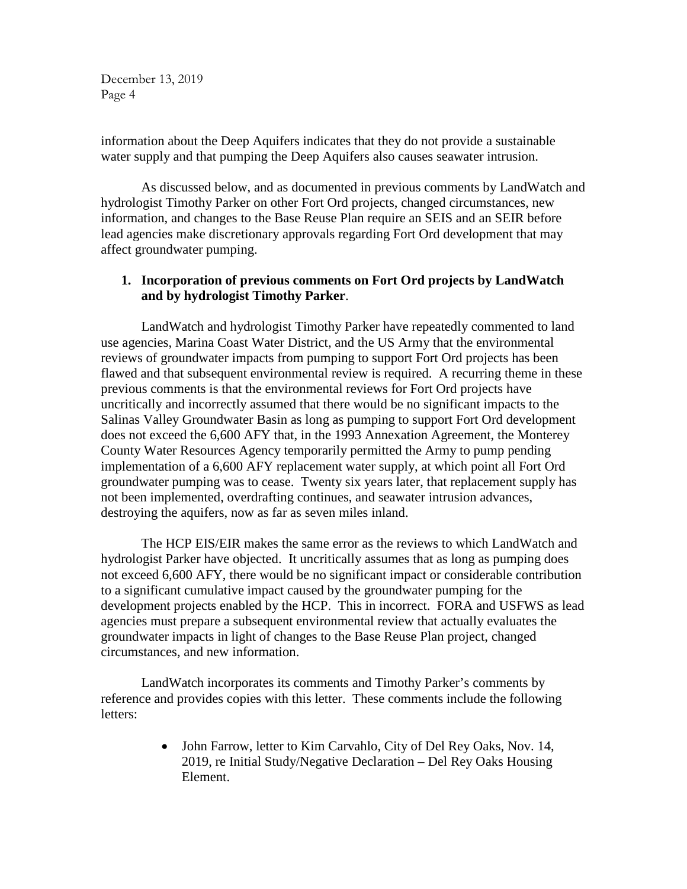information about the Deep Aquifers indicates that they do not provide a sustainable water supply and that pumping the Deep Aquifers also causes seawater intrusion.

As discussed below, and as documented in previous comments by LandWatch and hydrologist Timothy Parker on other Fort Ord projects, changed circumstances, new information, and changes to the Base Reuse Plan require an SEIS and an SEIR before lead agencies make discretionary approvals regarding Fort Ord development that may affect groundwater pumping.

1. **Incorporation of previous comments on Fort Ord projects by LandWatch and by hydrologist Timothy Parker**.

LandWatch and hydrologist Timothy Parker have repeatedly commented to land use agencies, Marina Coast Water District, and the US Army that the environmental reviews of groundwater impacts from pumping to support Fort Ord projects has been flawed and that subsequent environmental review is required. A recurring theme in these previous comments is that the environmental reviews for Fort Ord projects have uncritically and incorrectly assumed that there would be no significant impacts to the Salinas Valley Groundwater Basin as long as pumping to support Fort Ord development does not exceed the 6,600 AFY that, in the 1993 Annexation Agreement, the Monterey County Water Resources Agency temporarily permitted the Army to pump pending implementation of a 6,600 AFY replacement water supply, at which point all Fort Ord groundwater pumping was to cease. Twenty six years later, that replacement supply has not been implemented, overdrafting continues, and seawater intrusion advances, destroying the aquifers, now as far as seven miles inland.

The HCP EIS/EIR makes the same error as the reviews to which LandWatch and hydrologist Parker have objected. It uncritically assumes that as long as pumping does not exceed 6,600 AFY, there would be no significant impact or considerable contribution to a significant cumulative impact caused by the groundwater pumping for the development projects enabled by the HCP. This in incorrect. FORA and USFWS as lead agencies must prepare a subsequent environmental review that actually evaluates the groundwater impacts in light of changes to the Base Reuse Plan project, changed circumstances, and new information.

LandWatch incorporates its comments and Timothy Parker's comments by reference and provides copies with this letter. These comments include the following letters:

- John Farrow, letter to Kim Carvahlo, City of Del Rey Oaks, Nov. 14, 2019, re Initial Study/Negative Declaration – Del Rey Oaks Housing Element.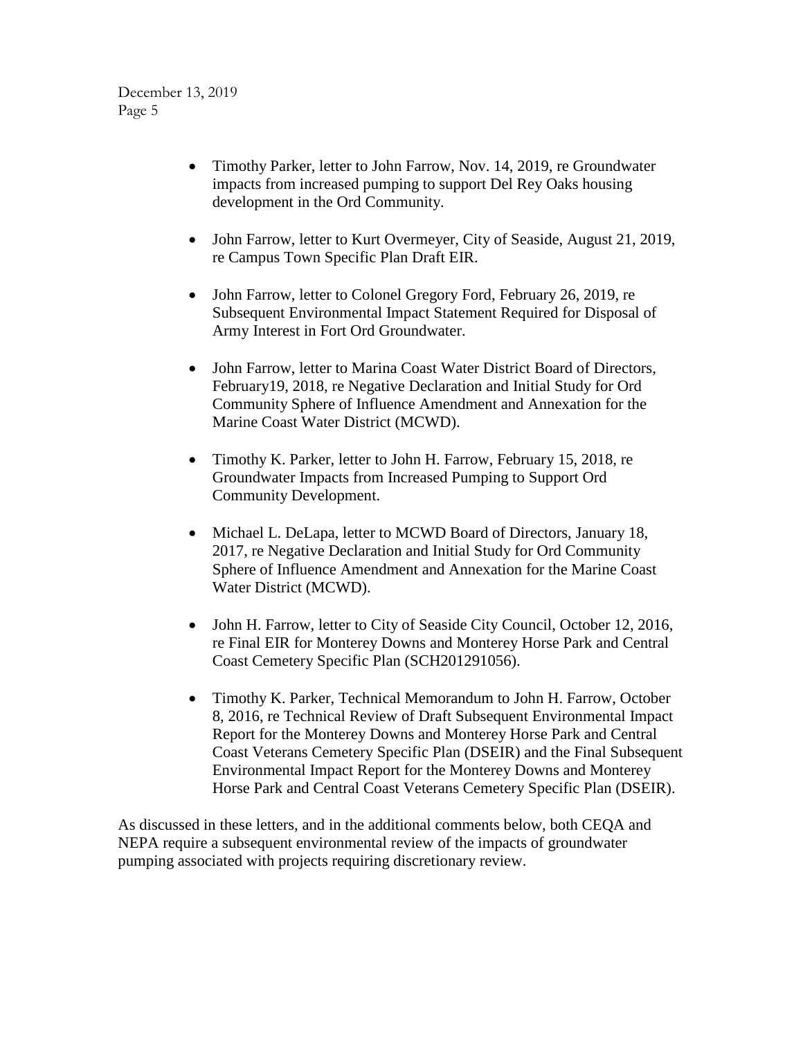- Timothy Parker, letter to John Farrow, Nov. 14, 2019, re Groundwater impacts from increased pumping to support Del Rey Oaks housing development in the Ord Community.

- John Farrow, letter to Kurt Overmeyer, City of Seaside, August 21, 2019, re Campus Town Specific Plan Draft EIR.

- John Farrow, letter to Colonel Gregory Ford, February 26, 2019, re Subsequent Environmental Impact Statement Required for Disposal of Army Interest in Fort Ord Groundwater.

- John Farrow, letter to Marina Coast Water District Board of Directors, February19, 2018, re Negative Declaration and Initial Study for Ord Community Sphere of Influence Amendment and Annexation for the Marine Coast Water District (MCWD).

- Timothy K. Parker, letter to John H. Farrow, February 15, 2018, re Groundwater Impacts from Increased Pumping to Support Ord Community Development.

- Michael L. DeLapa, letter to MCWD Board of Directors, January 18, 2017, re Negative Declaration and Initial Study for Ord Community Sphere of Influence Amendment and Annexation for the Marine Coast Water District (MCWD).

- John H. Farrow, letter to City of Seaside City Council, October 12, 2016, re Final EIR for Monterey Downs and Monterey Horse Park and Central Coast Cemetery Specific Plan (SCH201291056).

- Timothy K. Parker, Technical Memorandum to John H. Farrow, October 8, 2016, re Technical Review of Draft Subsequent Environmental Impact Report for the Monterey Downs and Monterey Horse Park and Central Coast Veterans Cemetery Specific Plan (DSEIR) and the Final Subsequent Environmental Impact Report for the Monterey Downs and Monterey Horse Park and Central Coast Veterans Cemetery Specific Plan (DSEIR).

As discussed in these letters, and in the additional comments below, both CEQA and NEPA require a subsequent environmental review of the impacts of groundwater pumping associated with projects requiring discretionary review.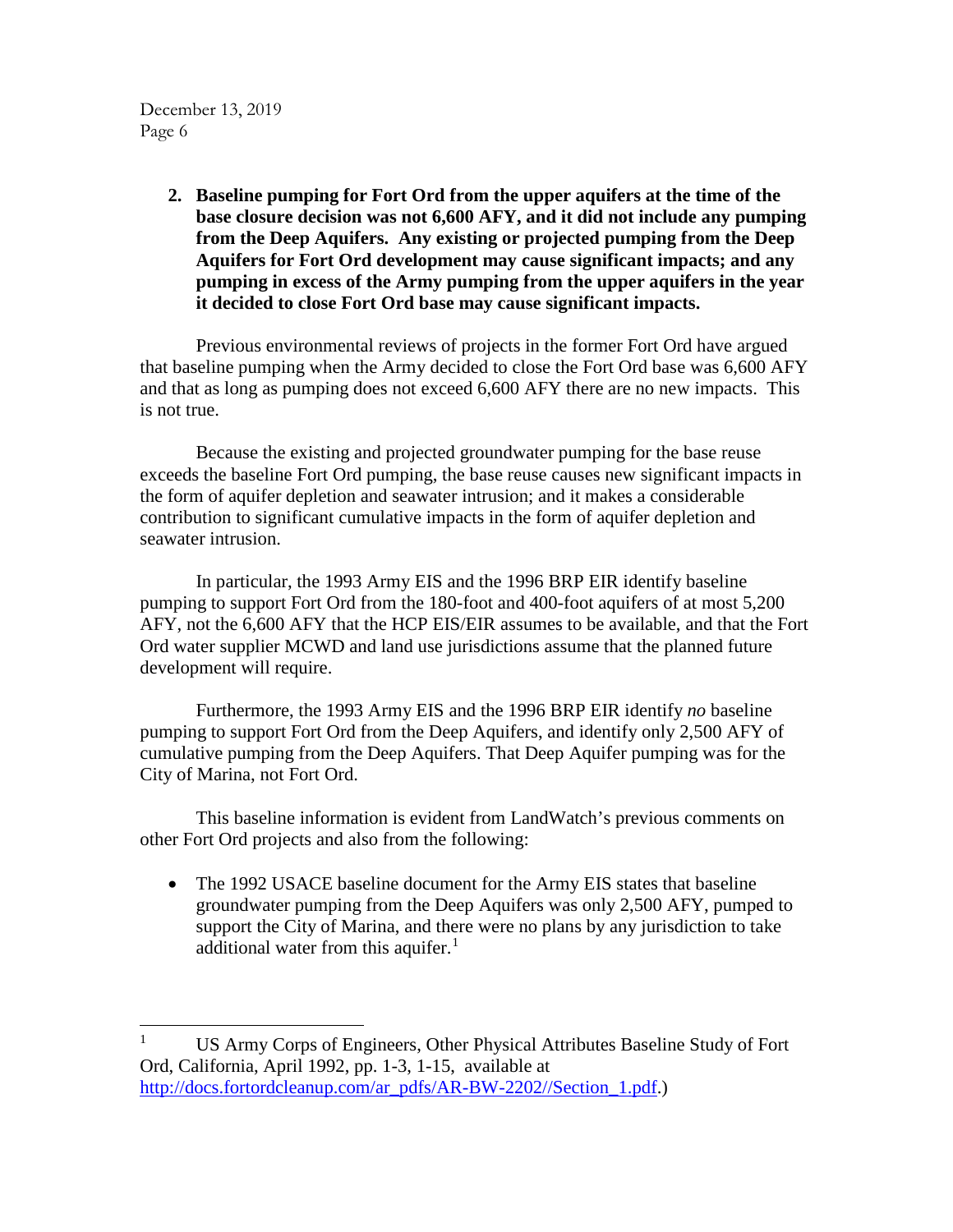2. **Baseline pumping for Fort Ord from the upper aquifers at the time of the base closure decision was not 6,600 AFY, and it did not include any pumping from the Deep Aquifers. Any existing or projected pumping from the Deep Aquifers for Fort Ord development may cause significant impacts; and any pumping in excess of the Army pumping from the upper aquifers in the year it decided to close Fort Ord base may cause significant impacts.**

Previous environmental reviews of projects in the former Fort Ord have argued that baseline pumping when the Army decided to close the Fort Ord base was 6,600 AFY and that as long as pumping does not exceed 6,600 AFY there are no new impacts. This is not true.

Because the existing and projected groundwater pumping for the base reuse exceeds the baseline Fort Ord pumping, the base reuse causes new significant impacts in the form of aquifer depletion and seawater intrusion; and it makes a considerable contribution to significant cumulative impacts in the form of aquifer depletion and seawater intrusion.

In particular, the 1993 Army EIS and the 1996 BRP EIR identify baseline pumping to support Fort Ord from the 180-foot and 400-foot aquifers of at most 5,200 AFY, not the 6,600 AFY that the HCP EIS/EIR assumes to be available, and that the Fort Ord water supplier MCWD and land use jurisdictions assume that the planned future development will require.

Furthermore, the 1993 Army EIS and the 1996 BRP EIR identify *no* baseline pumping to support Fort Ord from the Deep Aquifers, and identify only 2,500 AFY of cumulative pumping from the Deep Aquifers. That Deep Aquifer pumping was for the City of Marina, not Fort Ord.

This baseline information is evident from LandWatch's previous comments on other Fort Ord projects and also from the following:

- The 1992 USACE baseline document for the Army EIS states that baseline groundwater pumping from the Deep Aquifers was only 2,500 AFY, pumped to support the City of Marina, and there were no plans by any jurisdiction to take additional water from this aquifer.[1]

---

[1] US Army Corps of Engineers, Other Physical Attributes Baseline Study of Fort Ord, California, April 1992, pp. 1-3, 1-15, available at http://docs.fortordcleanup.com/ar_pdfs/AR-BW-2202//Section_1.pdf.)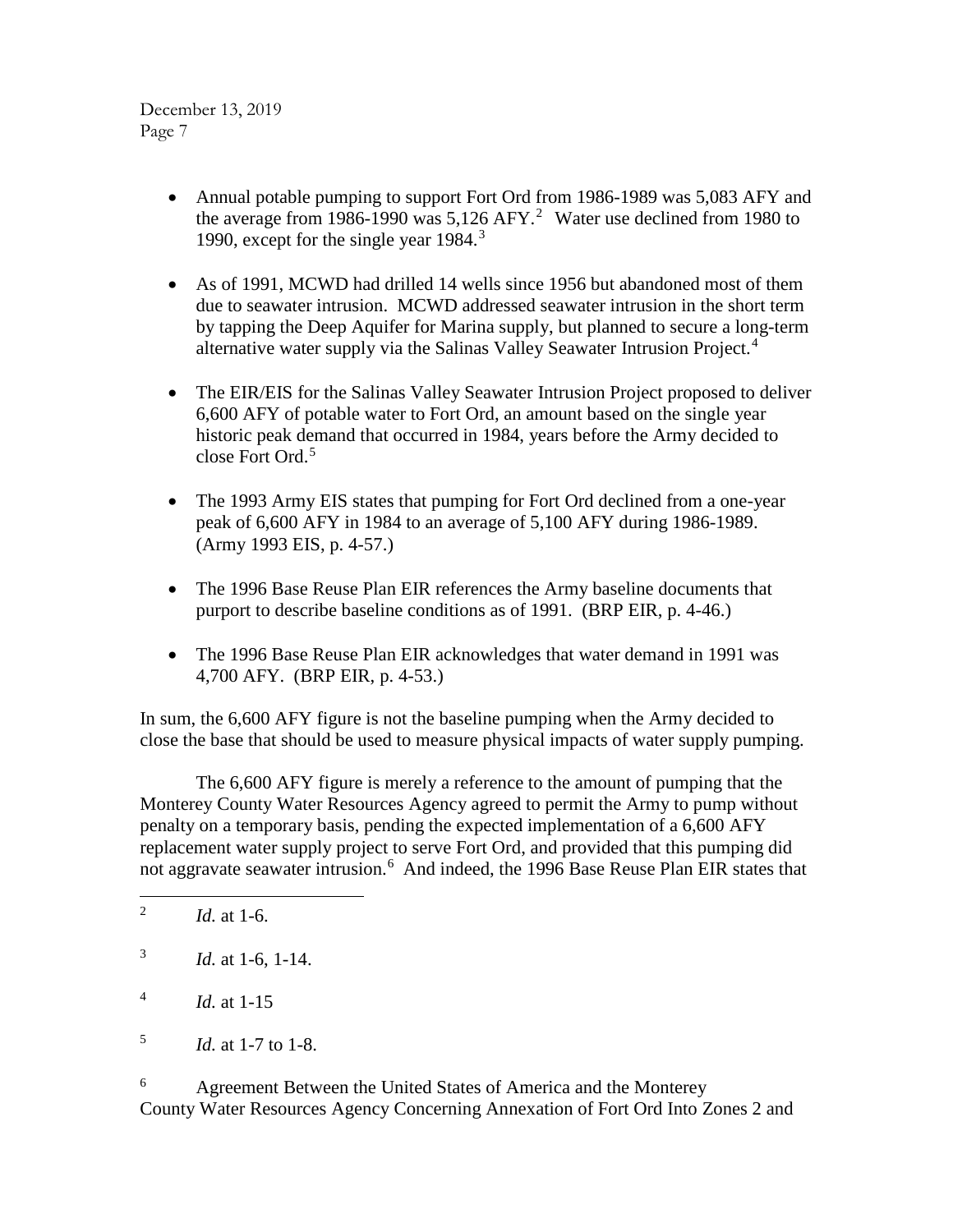- Annual potable pumping to support Fort Ord from 1986-1989 was 5,083 AFY and the average from 1986-1990 was 5,126 AFY.[2] Water use declined from 1980 to 1990, except for the single year 1984.[3]

- As of 1991, MCWD had drilled 14 wells since 1956 but abandoned most of them due to seawater intrusion. MCWD addressed seawater intrusion in the short term by tapping the Deep Aquifer for Marina supply, but planned to secure a long-term alternative water supply via the Salinas Valley Seawater Intrusion Project.[4]

- The EIR/EIS for the Salinas Valley Seawater Intrusion Project proposed to deliver 6,600 AFY of potable water to Fort Ord, an amount based on the single year historic peak demand that occurred in 1984, years before the Army decided to close Fort Ord.[5]

- The 1993 Army EIS states that pumping for Fort Ord declined from a one-year peak of 6,600 AFY in 1984 to an average of 5,100 AFY during 1986-1989. (Army 1993 EIS, p. 4-57.)

- The 1996 Base Reuse Plan EIR references the Army baseline documents that purport to describe baseline conditions as of 1991. (BRP EIR, p. 4-46.)

- The 1996 Base Reuse Plan EIR acknowledges that water demand in 1991 was 4,700 AFY. (BRP EIR, p. 4-53.)

In sum, the 6,600 AFY figure is not the baseline pumping when the Army decided to close the base that should be used to measure physical impacts of water supply pumping.

The 6,600 AFY figure is merely a reference to the amount of pumping that the Monterey County Water Resources Agency agreed to permit the Army to pump without penalty on a temporary basis, pending the expected implementation of a 6,600 AFY replacement water supply project to serve Fort Ord, and provided that this pumping did not aggravate seawater intrusion.[6] And indeed, the 1996 Base Reuse Plan EIR states that

---

[2] *Id.* at 1-6.

[3] *Id.* at 1-6, 1-14.

[4] *Id.* at 1-15

[5] *Id.* at 1-7 to 1-8.

[6] Agreement Between the United States of America and the Monterey County Water Resources Agency Concerning Annexation of Fort Ord Into Zones 2 and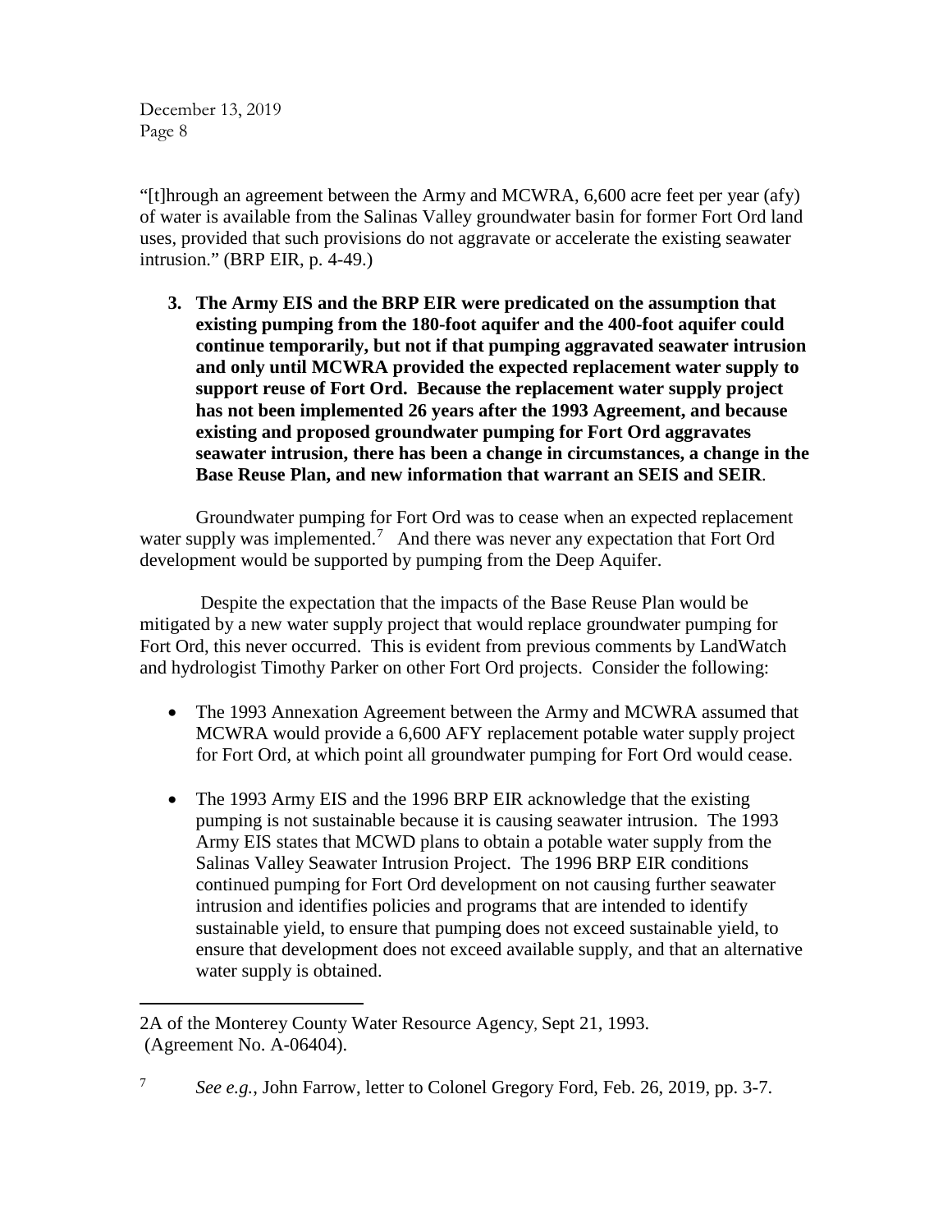"[t]hrough an agreement between the Army and MCWRA, 6,600 acre feet per year (afy) of water is available from the Salinas Valley groundwater basin for former Fort Ord land uses, provided that such provisions do not aggravate or accelerate the existing seawater intrusion." (BRP EIR, p. 4-49.)

3. **The Army EIS and the BRP EIR were predicated on the assumption that existing pumping from the 180-foot aquifer and the 400-foot aquifer could continue temporarily, but not if that pumping aggravated seawater intrusion and only until MCWRA provided the expected replacement water supply to support reuse of Fort Ord. Because the replacement water supply project has not been implemented 26 years after the 1993 Agreement, and because existing and proposed groundwater pumping for Fort Ord aggravates seawater intrusion, there has been a change in circumstances, a change in the Base Reuse Plan, and new information that warrant an SEIS and SEIR**.

Groundwater pumping for Fort Ord was to cease when an expected replacement water supply was implemented.[7] And there was never any expectation that Fort Ord development would be supported by pumping from the Deep Aquifer.

Despite the expectation that the impacts of the Base Reuse Plan would be mitigated by a new water supply project that would replace groundwater pumping for Fort Ord, this never occurred. This is evident from previous comments by LandWatch and hydrologist Timothy Parker on other Fort Ord projects. Consider the following:

- The 1993 Annexation Agreement between the Army and MCWRA assumed that MCWRA would provide a 6,600 AFY replacement potable water supply project for Fort Ord, at which point all groundwater pumping for Fort Ord would cease.
- The 1993 Army EIS and the 1996 BRP EIR acknowledge that the existing pumping is not sustainable because it is causing seawater intrusion. The 1993 Army EIS states that MCWD plans to obtain a potable water supply from the Salinas Valley Seawater Intrusion Project. The 1996 BRP EIR conditions continued pumping for Fort Ord development on not causing further seawater intrusion and identifies policies and programs that are intended to identify sustainable yield, to ensure that pumping does not exceed sustainable yield, to ensure that development does not exceed available supply, and that an alternative water supply is obtained.

---

2A of the Monterey County Water Resource Agency, Sept 21, 1993. (Agreement No. A-06404).

[7] *See e.g.*, John Farrow, letter to Colonel Gregory Ford, Feb. 26, 2019, pp. 3-7.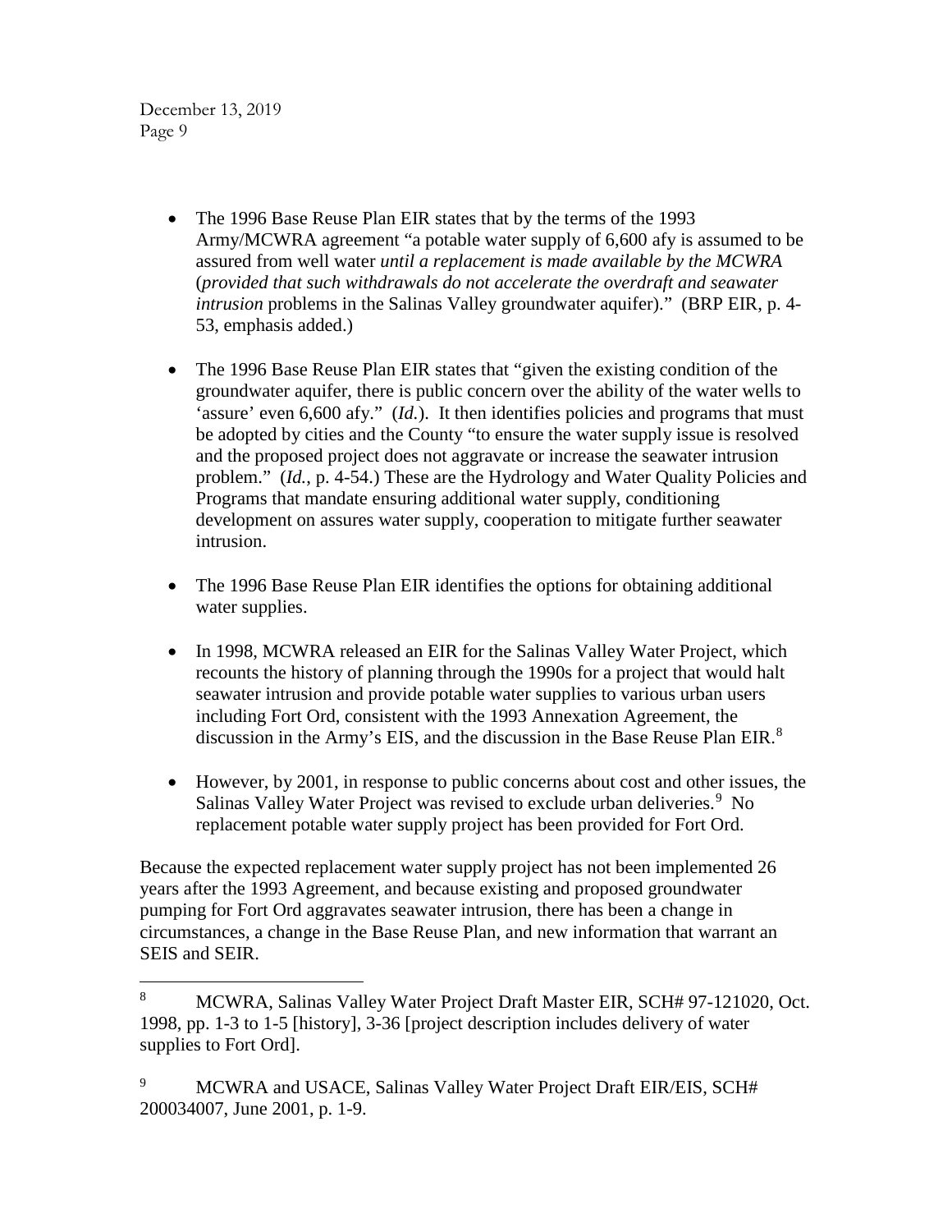- The 1996 Base Reuse Plan EIR states that by the terms of the 1993 Army/MCWRA agreement "a potable water supply of 6,600 afy is assumed to be assured from well water *until a replacement is made available by the MCWRA* (*provided that such withdrawals do not accelerate the overdraft and seawater intrusion* problems in the Salinas Valley groundwater aquifer)." (BRP EIR, p. 4-53, emphasis added.)

- The 1996 Base Reuse Plan EIR states that "given the existing condition of the groundwater aquifer, there is public concern over the ability of the water wells to 'assure' even 6,600 afy." (*Id.*). It then identifies policies and programs that must be adopted by cities and the County "to ensure the water supply issue is resolved and the proposed project does not aggravate or increase the seawater intrusion problem." (*Id.*, p. 4-54.) These are the Hydrology and Water Quality Policies and Programs that mandate ensuring additional water supply, conditioning development on assures water supply, cooperation to mitigate further seawater intrusion.

- The 1996 Base Reuse Plan EIR identifies the options for obtaining additional water supplies.

- In 1998, MCWRA released an EIR for the Salinas Valley Water Project, which recounts the history of planning through the 1990s for a project that would halt seawater intrusion and provide potable water supplies to various urban users including Fort Ord, consistent with the 1993 Annexation Agreement, the discussion in the Army's EIS, and the discussion in the Base Reuse Plan EIR.[8]

- However, by 2001, in response to public concerns about cost and other issues, the Salinas Valley Water Project was revised to exclude urban deliveries.[9] No replacement potable water supply project has been provided for Fort Ord.

Because the expected replacement water supply project has not been implemented 26 years after the 1993 Agreement, and because existing and proposed groundwater pumping for Fort Ord aggravates seawater intrusion, there has been a change in circumstances, a change in the Base Reuse Plan, and new information that warrant an SEIS and SEIR.

---

[8] MCWRA, Salinas Valley Water Project Draft Master EIR, SCH# 97-121020, Oct. 1998, pp. 1-3 to 1-5 [history], 3-36 [project description includes delivery of water supplies to Fort Ord].

[9] MCWRA and USACE, Salinas Valley Water Project Draft EIR/EIS, SCH# 200034007, June 2001, p. 1-9.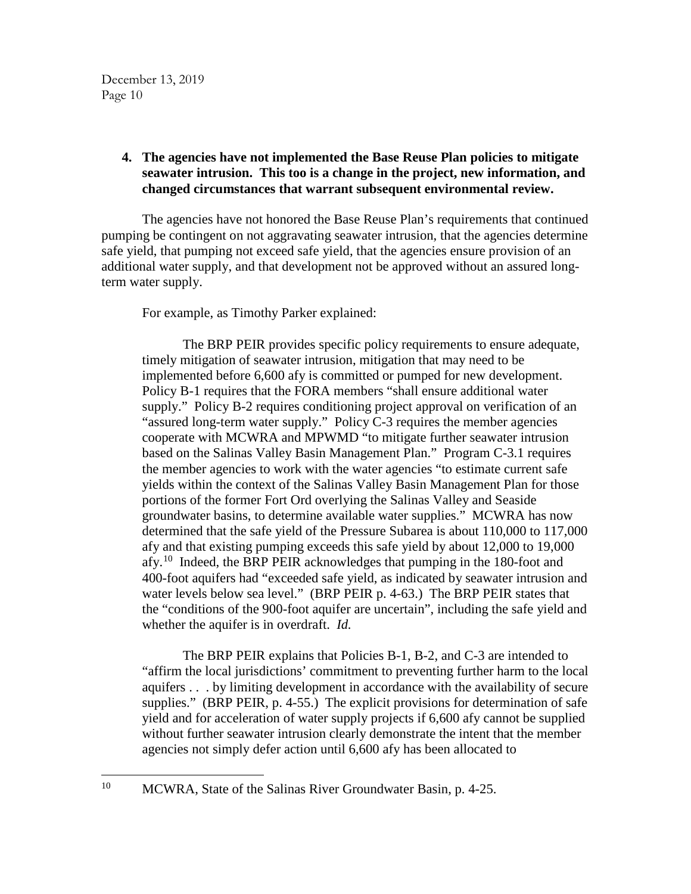**4. The agencies have not implemented the Base Reuse Plan policies to mitigate seawater intrusion. This too is a change in the project, new information, and changed circumstances that warrant subsequent environmental review.**

The agencies have not honored the Base Reuse Plan's requirements that continued pumping be contingent on not aggravating seawater intrusion, that the agencies determine safe yield, that pumping not exceed safe yield, that the agencies ensure provision of an additional water supply, and that development not be approved without an assured long-term water supply.

For example, as Timothy Parker explained:

> The BRP PEIR provides specific policy requirements to ensure adequate, timely mitigation of seawater intrusion, mitigation that may need to be implemented before 6,600 afy is committed or pumped for new development. Policy B-1 requires that the FORA members "shall ensure additional water supply." Policy B-2 requires conditioning project approval on verification of an "assured long-term water supply." Policy C-3 requires the member agencies cooperate with MCWRA and MPWMD "to mitigate further seawater intrusion based on the Salinas Valley Basin Management Plan." Program C-3.1 requires the member agencies to work with the water agencies "to estimate current safe yields within the context of the Salinas Valley Basin Management Plan for those portions of the former Fort Ord overlying the Salinas Valley and Seaside groundwater basins, to determine available water supplies." MCWRA has now determined that the safe yield of the Pressure Subarea is about 110,000 to 117,000 afy and that existing pumping exceeds this safe yield by about 12,000 to 19,000 afy.[10] Indeed, the BRP PEIR acknowledges that pumping in the 180-foot and 400-foot aquifers had "exceeded safe yield, as indicated by seawater intrusion and water levels below sea level." (BRP PEIR p. 4-63.) The BRP PEIR states that the "conditions of the 900-foot aquifer are uncertain", including the safe yield and whether the aquifer is in overdraft. *Id.*
>
> The BRP PEIR explains that Policies B-1, B-2, and C-3 are intended to "affirm the local jurisdictions' commitment to preventing further harm to the local aquifers . . . by limiting development in accordance with the availability of secure supplies." (BRP PEIR, p. 4-55.) The explicit provisions for determination of safe yield and for acceleration of water supply projects if 6,600 afy cannot be supplied without further seawater intrusion clearly demonstrate the intent that the member agencies not simply defer action until 6,600 afy has been allocated to

[10] MCWRA, State of the Salinas River Groundwater Basin, p. 4-25.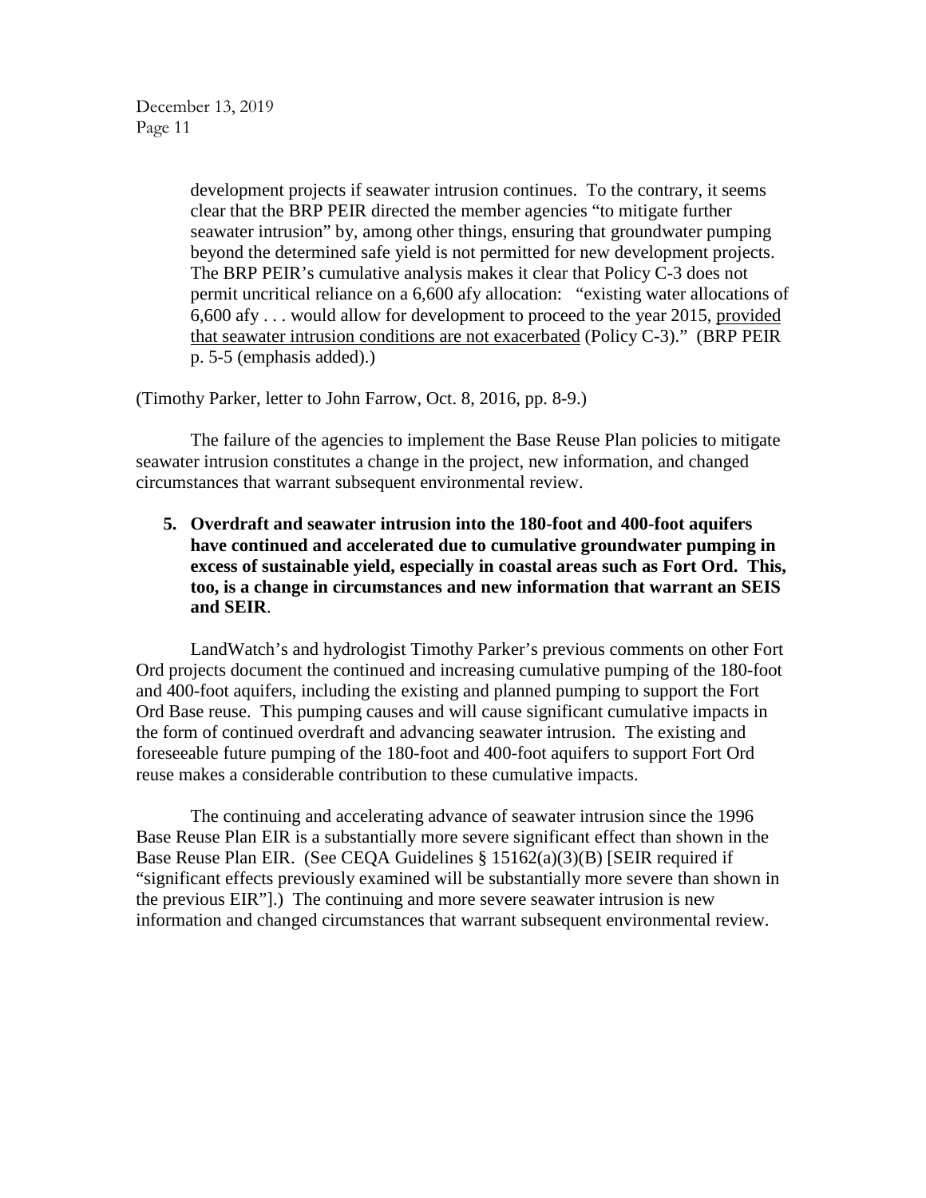> development projects if seawater intrusion continues. To the contrary, it seems clear that the BRP PEIR directed the member agencies "to mitigate further seawater intrusion" by, among other things, ensuring that groundwater pumping beyond the determined safe yield is not permitted for new development projects. The BRP PEIR's cumulative analysis makes it clear that Policy C-3 does not permit uncritical reliance on a 6,600 afy allocation: "existing water allocations of 6,600 afy . . . would allow for development to proceed to the year 2015, <u>provided that seawater intrusion conditions are not exacerbated</u> (Policy C-3)." (BRP PEIR p. 5-5 (emphasis added).)

(Timothy Parker, letter to John Farrow, Oct. 8, 2016, pp. 8-9.)

The failure of the agencies to implement the Base Reuse Plan policies to mitigate seawater intrusion constitutes a change in the project, new information, and changed circumstances that warrant subsequent environmental review.

5. **Overdraft and seawater intrusion into the 180-foot and 400-foot aquifers have continued and accelerated due to cumulative groundwater pumping in excess of sustainable yield, especially in coastal areas such as Fort Ord. This, too, is a change in circumstances and new information that warrant an SEIS and SEIR**.

LandWatch's and hydrologist Timothy Parker's previous comments on other Fort Ord projects document the continued and increasing cumulative pumping of the 180-foot and 400-foot aquifers, including the existing and planned pumping to support the Fort Ord Base reuse. This pumping causes and will cause significant cumulative impacts in the form of continued overdraft and advancing seawater intrusion. The existing and foreseeable future pumping of the 180-foot and 400-foot aquifers to support Fort Ord reuse makes a considerable contribution to these cumulative impacts.

The continuing and accelerating advance of seawater intrusion since the 1996 Base Reuse Plan EIR is a substantially more severe significant effect than shown in the Base Reuse Plan EIR. (See CEQA Guidelines § 15162(a)(3)(B) [SEIR required if "significant effects previously examined will be substantially more severe than shown in the previous EIR"].) The continuing and more severe seawater intrusion is new information and changed circumstances that warrant subsequent environmental review.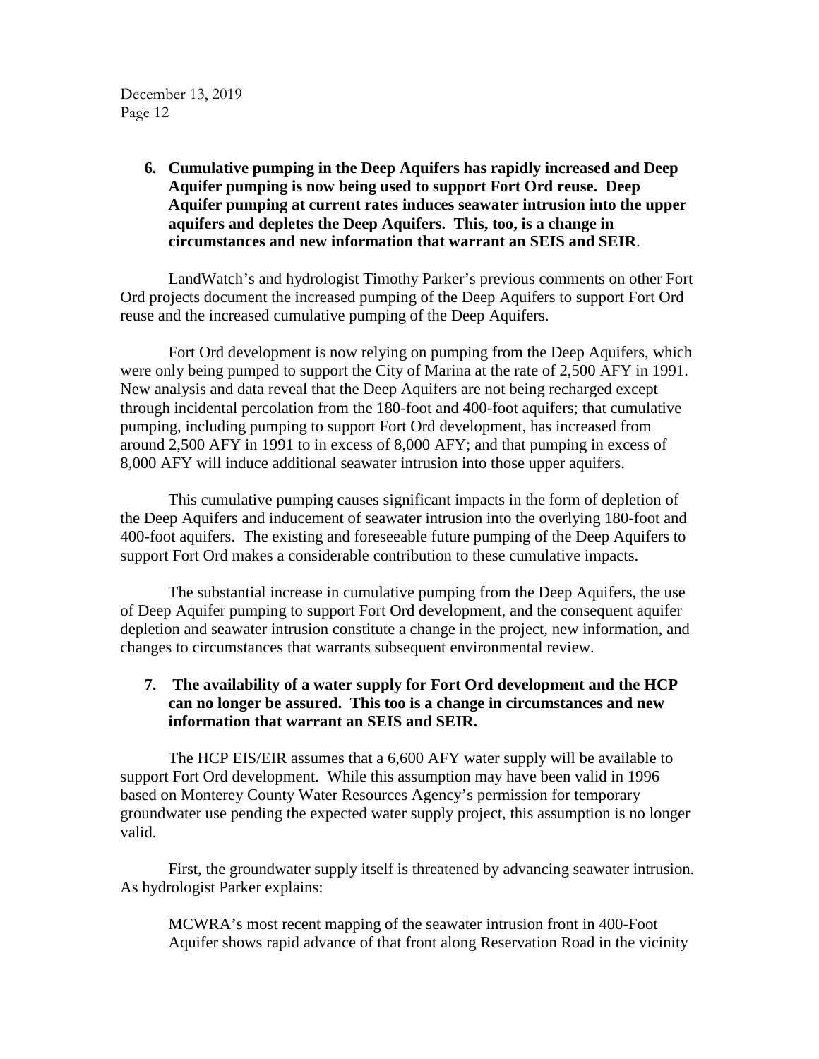**6. Cumulative pumping in the Deep Aquifers has rapidly increased and Deep Aquifer pumping is now being used to support Fort Ord reuse. Deep Aquifer pumping at current rates induces seawater intrusion into the upper aquifers and depletes the Deep Aquifers. This, too, is a change in circumstances and new information that warrant an SEIS and SEIR.**

LandWatch's and hydrologist Timothy Parker's previous comments on other Fort Ord projects document the increased pumping of the Deep Aquifers to support Fort Ord reuse and the increased cumulative pumping of the Deep Aquifers.

Fort Ord development is now relying on pumping from the Deep Aquifers, which were only being pumped to support the City of Marina at the rate of 2,500 AFY in 1991. New analysis and data reveal that the Deep Aquifers are not being recharged except through incidental percolation from the 180-foot and 400-foot aquifers; that cumulative pumping, including pumping to support Fort Ord development, has increased from around 2,500 AFY in 1991 to in excess of 8,000 AFY; and that pumping in excess of 8,000 AFY will induce additional seawater intrusion into those upper aquifers.

This cumulative pumping causes significant impacts in the form of depletion of the Deep Aquifers and inducement of seawater intrusion into the overlying 180-foot and 400-foot aquifers. The existing and foreseeable future pumping of the Deep Aquifers to support Fort Ord makes a considerable contribution to these cumulative impacts.

The substantial increase in cumulative pumping from the Deep Aquifers, the use of Deep Aquifer pumping to support Fort Ord development, and the consequent aquifer depletion and seawater intrusion constitute a change in the project, new information, and changes to circumstances that warrants subsequent environmental review.

**7. The availability of a water supply for Fort Ord development and the HCP can no longer be assured. This too is a change in circumstances and new information that warrant an SEIS and SEIR.**

The HCP EIS/EIR assumes that a 6,600 AFY water supply will be available to support Fort Ord development. While this assumption may have been valid in 1996 based on Monterey County Water Resources Agency's permission for temporary groundwater use pending the expected water supply project, this assumption is no longer valid.

First, the groundwater supply itself is threatened by advancing seawater intrusion. As hydrologist Parker explains:

> MCWRA's most recent mapping of the seawater intrusion front in 400-Foot Aquifer shows rapid advance of that front along Reservation Road in the vicinity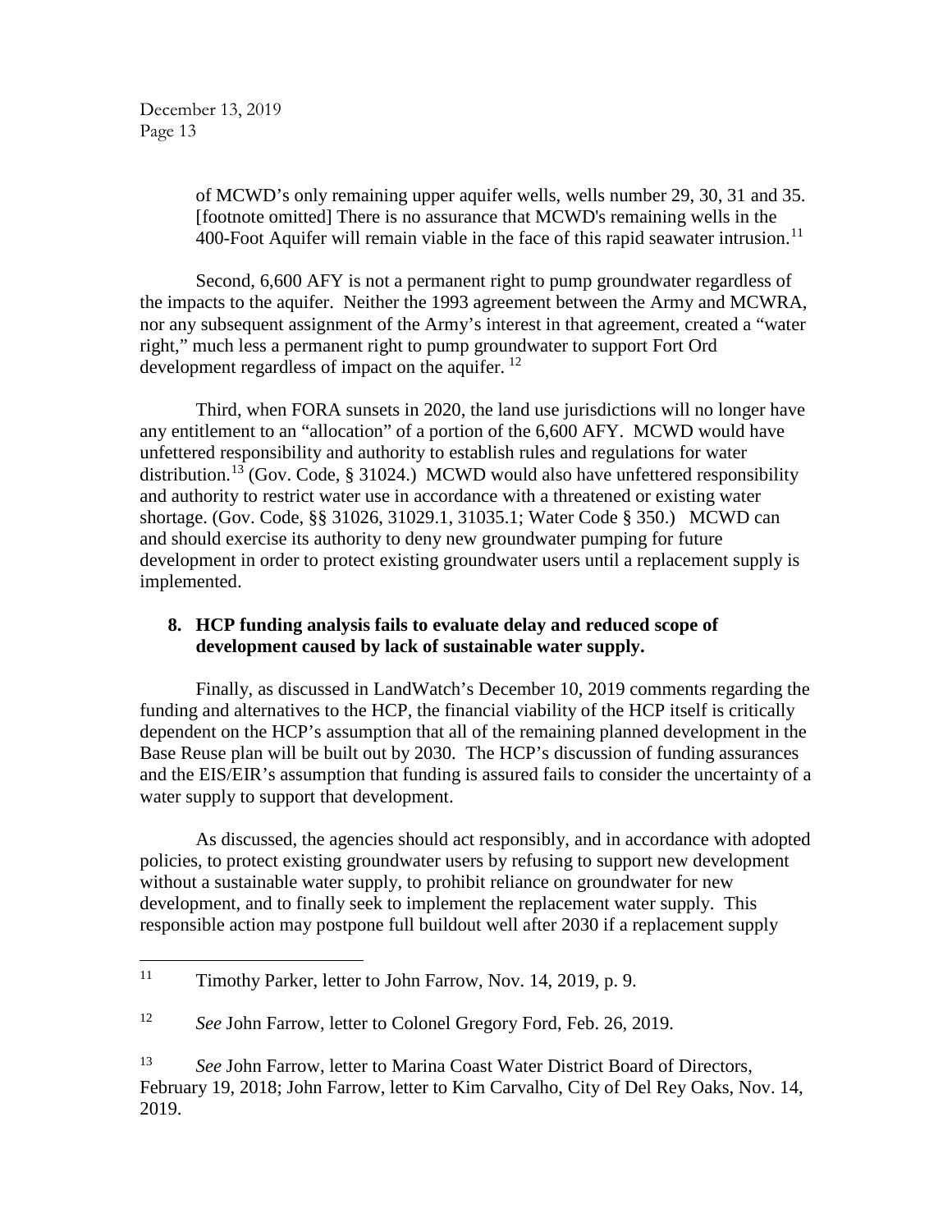> of MCWD's only remaining upper aquifer wells, wells number 29, 30, 31 and 35. [footnote omitted] There is no assurance that MCWD's remaining wells in the 400-Foot Aquifer will remain viable in the face of this rapid seawater intrusion.[11]

Second, 6,600 AFY is not a permanent right to pump groundwater regardless of the impacts to the aquifer. Neither the 1993 agreement between the Army and MCWRA, nor any subsequent assignment of the Army's interest in that agreement, created a "water right," much less a permanent right to pump groundwater to support Fort Ord development regardless of impact on the aquifer. [12]

Third, when FORA sunsets in 2020, the land use jurisdictions will no longer have any entitlement to an "allocation" of a portion of the 6,600 AFY. MCWD would have unfettered responsibility and authority to establish rules and regulations for water distribution.[13] (Gov. Code, § 31024.) MCWD would also have unfettered responsibility and authority to restrict water use in accordance with a threatened or existing water shortage. (Gov. Code, §§ 31026, 31029.1, 31035.1; Water Code § 350.) MCWD can and should exercise its authority to deny new groundwater pumping for future development in order to protect existing groundwater users until a replacement supply is implemented.

**8. HCP funding analysis fails to evaluate delay and reduced scope of development caused by lack of sustainable water supply.**

Finally, as discussed in LandWatch's December 10, 2019 comments regarding the funding and alternatives to the HCP, the financial viability of the HCP itself is critically dependent on the HCP's assumption that all of the remaining planned development in the Base Reuse plan will be built out by 2030. The HCP's discussion of funding assurances and the EIS/EIR's assumption that funding is assured fails to consider the uncertainty of a water supply to support that development.

As discussed, the agencies should act responsibly, and in accordance with adopted policies, to protect existing groundwater users by refusing to support new development without a sustainable water supply, to prohibit reliance on groundwater for new development, and to finally seek to implement the replacement water supply. This responsible action may postpone full buildout well after 2030 if a replacement supply

---

[11] Timothy Parker, letter to John Farrow, Nov. 14, 2019, p. 9.

[12] *See* John Farrow, letter to Colonel Gregory Ford, Feb. 26, 2019.

[13] *See* John Farrow, letter to Marina Coast Water District Board of Directors, February 19, 2018; John Farrow, letter to Kim Carvalho, City of Del Rey Oaks, Nov. 14, 2019.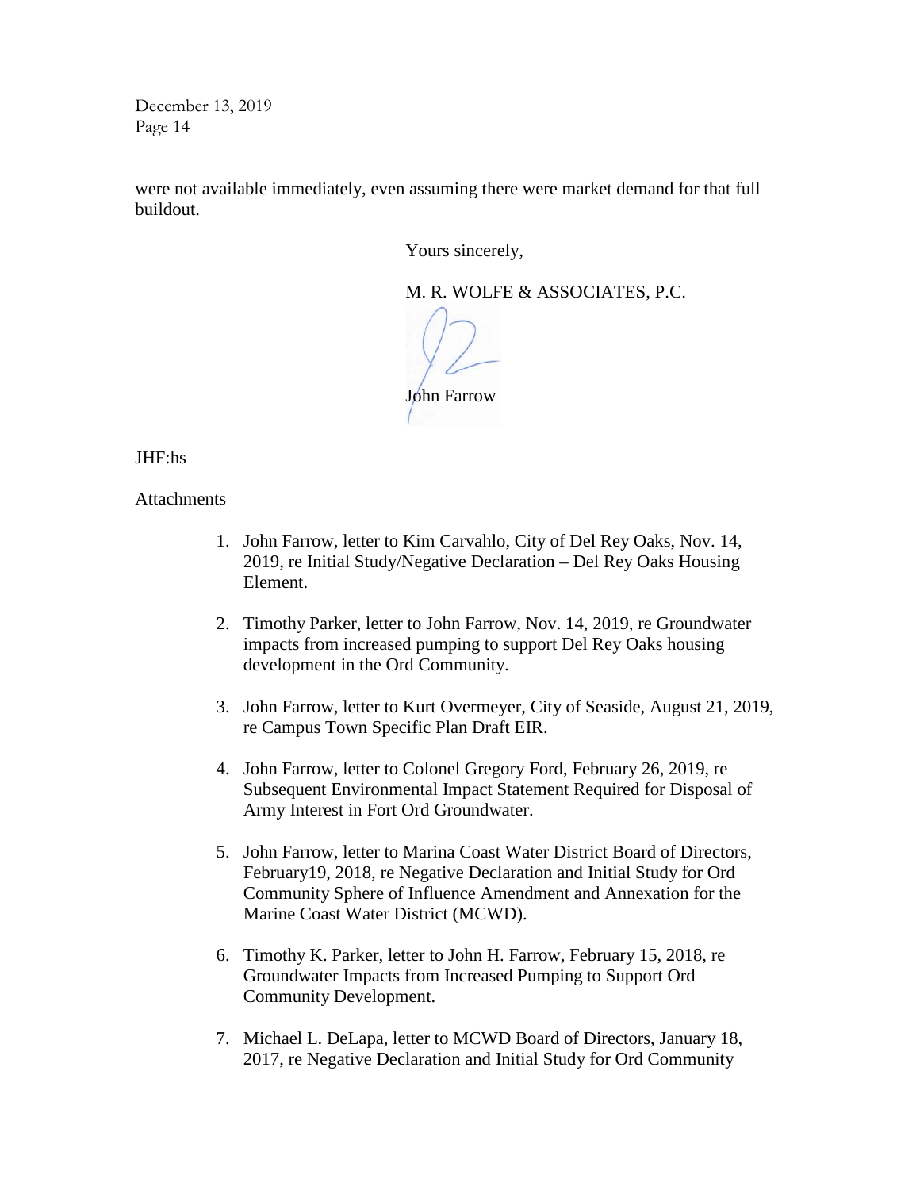were not available immediately, even assuming there were market demand for that full buildout.

Yours sincerely,

M. R. WOLFE & ASSOCIATES, P.C.

John Farrow

JHF:hs

Attachments

1. John Farrow, letter to Kim Carvahlo, City of Del Rey Oaks, Nov. 14, 2019, re Initial Study/Negative Declaration – Del Rey Oaks Housing Element.

2. Timothy Parker, letter to John Farrow, Nov. 14, 2019, re Groundwater impacts from increased pumping to support Del Rey Oaks housing development in the Ord Community.

3. John Farrow, letter to Kurt Overmeyer, City of Seaside, August 21, 2019, re Campus Town Specific Plan Draft EIR.

4. John Farrow, letter to Colonel Gregory Ford, February 26, 2019, re Subsequent Environmental Impact Statement Required for Disposal of Army Interest in Fort Ord Groundwater.

5. John Farrow, letter to Marina Coast Water District Board of Directors, February19, 2018, re Negative Declaration and Initial Study for Ord Community Sphere of Influence Amendment and Annexation for the Marine Coast Water District (MCWD).

6. Timothy K. Parker, letter to John H. Farrow, February 15, 2018, re Groundwater Impacts from Increased Pumping to Support Ord Community Development.

7. Michael L. DeLapa, letter to MCWD Board of Directors, January 18, 2017, re Negative Declaration and Initial Study for Ord Community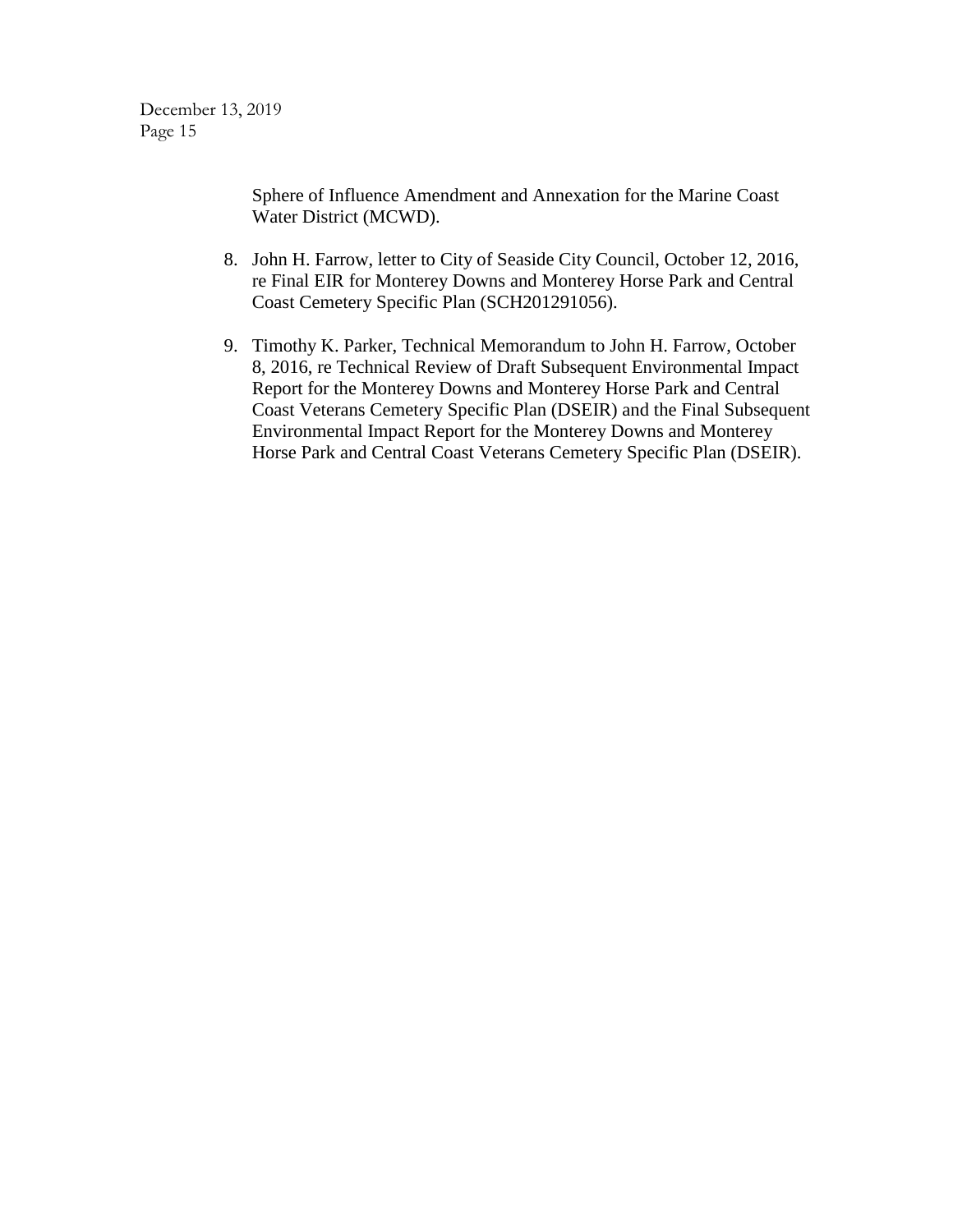Sphere of Influence Amendment and Annexation for the Marine Coast Water District (MCWD).

8. John H. Farrow, letter to City of Seaside City Council, October 12, 2016, re Final EIR for Monterey Downs and Monterey Horse Park and Central Coast Cemetery Specific Plan (SCH201291056).

9. Timothy K. Parker, Technical Memorandum to John H. Farrow, October 8, 2016, re Technical Review of Draft Subsequent Environmental Impact Report for the Monterey Downs and Monterey Horse Park and Central Coast Veterans Cemetery Specific Plan (DSEIR) and the Final Subsequent Environmental Impact Report for the Monterey Downs and Monterey Horse Park and Central Coast Veterans Cemetery Specific Plan (DSEIR).